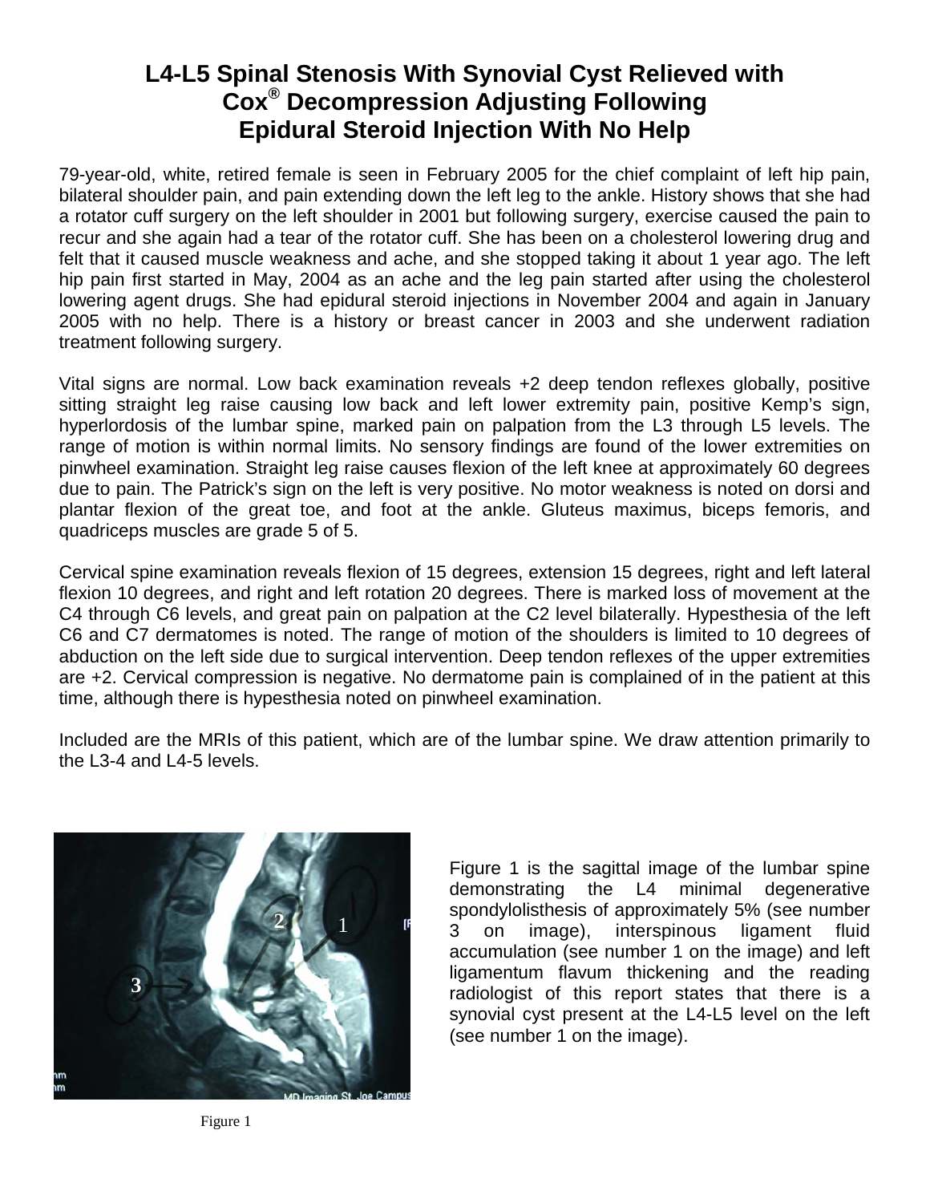# L4-L5 Spinal Stenosis With Synovial Cyst Relieved with Cox® Decompression Adjusting Following Epidural Steroid Injection With No Help

79-year-old, white, retired female is seen in February 2005 for the chief complaint of left hip pain, bilateral shoulder pain, and pain extending down the left leg to the ankle. History shows that she had a rotator cuff surgery on the left shoulder in 2001 but following surgery, exercise caused the pain to recur and she again had a tear of the rotator cuff. She has been on a cholesterol lowering drug and felt that it caused muscle weakness and ache, and she stopped taking it about 1 year ago. The left hip pain first started in May, 2004 as an ache and the leg pain started after using the cholesterol lowering agent drugs. She had epidural steroid injections in November 2004 and again in January 2005 with no help. There is a history or breast cancer in 2003 and she underwent radiation treatment following surgery.

Vital signs are normal. Low back examination reveals +2 deep tendon reflexes globally, positive sitting straight leg raise causing low back and left lower extremity pain, positive Kemp's sign, hyperlordosis of the lumbar spine, marked pain on palpation from the L3 through L5 levels. The range of motion is within normal limits. No sensory findings are found of the lower extremities on pinwheel examination. Straight leg raise causes flexion of the left knee at approximately 60 degrees due to pain. The Patrick's sign on the left is very positive. No motor weakness is noted on dorsi and plantar flexion of the great toe, and foot at the ankle. Gluteus maximus, biceps femoris, and quadriceps muscles are grade 5 of 5.

Cervical spine examination reveals flexion of 15 degrees, extension 15 degrees, right and left lateral flexion 10 degrees, and right and left rotation 20 degrees. There is marked loss of movement at the C4 through C6 levels, and great pain on palpation at the C2 level bilaterally. Hypesthesia of the left C6 and C7 dermatomes is noted. The range of motion of the shoulders is limited to 10 degrees of abduction on the left side due to surgical intervention. Deep tendon reflexes of the upper extremities are +2. Cervical compression is negative. No dermatome pain is complained of in the patient at this time, although there is hypesthesia noted on pinwheel examination.

Included are the MRIs of this patient, which are of the lumbar spine. We draw attention primarily to the L3-4 and L4-5 levels.

Figure 1

Figure 1 is the sagittal image of the lumbar spine demonstrating the L4 minimal degenerative spondylolisthesis of approximately 5% (see number 3 on image), interspinous ligament fluid accumulation (see number 1 on the image) and left ligamentum flavum thickening and the reading radiologist of this report states that there is a synovial cyst present at the L4-L5 level on the left (see number 1 on the image).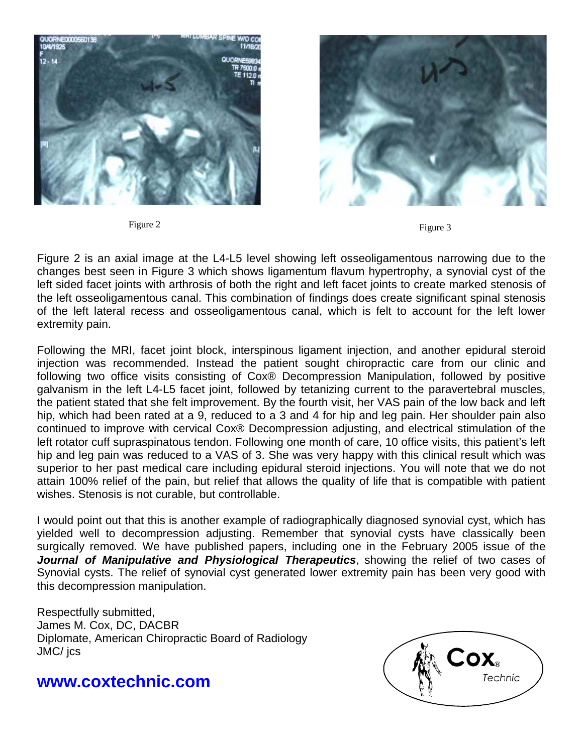Figure 2

Figure 3

Figure 2 is an axial image at the L4-L5 level showing left osseoligamentous narrowing due to the changes best seen in Figure 3 which shows ligamentum flavum hypertrophy, a synovial cyst of the left sided facet joints with arthrosis of both the right and left facet joints to create marked stenosis of the left osseoligamentous canal. This combination of findings does create significant spinal stenosis of the left lateral recess and osseoligamentous canal, which is felt to account for the left lower extremity pain.

Following the MRI, facet joint block, interspinous ligament injection, and another epidural steroid injection was recommended. Instead the patient sought chiropractic care from our clinic and following two office visits consisting of Cox® Decompression Manipulation, followed by positive galvanism in the left L4-L5 facet joint, followed by tetanizing current to the paravertebral muscles, the patient stated that she felt improvement. By the fourth visit, her VAS pain of the low back and left hip, which had been rated at a 9, reduced to a 3 and 4 for hip and leg pain. Her shoulder pain also continued to improve with cervical Cox® Decompression adjusting, and electrical stimulation of the left rotator cuff supraspinatous tendon. Following one month of care, 10 office visits, this patient's left hip and leg pain was reduced to a VAS of 3. She was very happy with this clinical result which was superior to her past medical care including epidural steroid injections. You will note that we do not attain 100% relief of the pain, but relief that allows the quality of life that is compatible with patient wishes. Stenosis is not curable, but controllable.

I would point out that this is another example of radiographically diagnosed synovial cyst, which has yielded well to decompression adjusting. Remember that synovial cysts have classically been surgically removed. We have published papers, including one in the February 2005 issue of the ***Journal of Manipulative and Physiological Therapeutics***, showing the relief of two cases of Synovial cysts. The relief of synovial cyst generated lower extremity pain has been very good with this decompression manipulation.

Respectfully submitted,
James M. Cox, DC, DACBR
Diplomate, American Chiropractic Board of Radiology
JMC/ jcs

**www.coxtechnic.com**

Cox® Technic